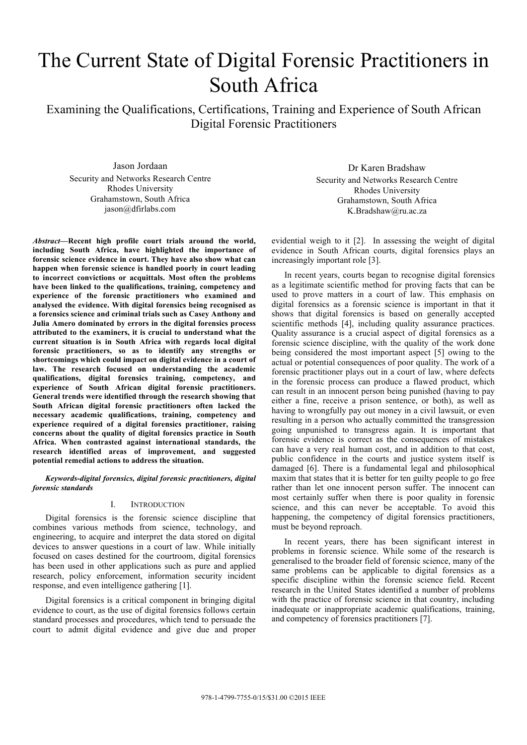# The Current State of Digital Forensic Practitioners in South Africa

## Examining the Qualifications, Certifications, Training and Experience of South African Digital Forensic Practitioners

Jason Jordaan
Security and Networks Research Centre
Rhodes University
Grahamstown, South Africa
jason@dfirlabs.com

Dr Karen Bradshaw
Security and Networks Research Centre
Rhodes University
Grahamstown, South Africa
K.Bradshaw@ru.ac.za

***Abstract*—Recent high profile court trials around the world, including South Africa, have highlighted the importance of forensic science evidence in court. They have also show what can happen when forensic science is handled poorly in court leading to incorrect convictions or acquittals. Most often the problems have been linked to the qualifications, training, competency and experience of the forensic practitioners who examined and analysed the evidence. With digital forensics being recognised as a forensics science and criminal trials such as Casey Anthony and Julia Amero dominated by errors in the digital forensics process attributed to the examiners, it is crucial to understand what the current situation is in South Africa with regards local digital forensic practitioners, so as to identify any strengths or shortcomings which could impact on digital evidence in a court of law. The research focused on understanding the academic qualifications, digital forensics training, competency, and experience of South African digital forensic practitioners. General trends were identified through the research showing that South African digital forensic practitioners often lacked the necessary academic qualifications, training, competency and experience required of a digital forensics practitioner, raising concerns about the quality of digital forensics practice in South Africa. When contrasted against international standards, the research identified areas of improvement, and suggested potential remedial actions to address the situation.**

***Keywords-digital forensics, digital forensic practitioners, digital forensic standards***

## I. Introduction

Digital forensics is the forensic science discipline that combines various methods from science, technology, and engineering, to acquire and interpret the data stored on digital devices to answer questions in a court of law. While initially focused on cases destined for the courtroom, digital forensics has been used in other applications such as pure and applied research, policy enforcement, information security incident response, and even intelligence gathering [1].

Digital forensics is a critical component in bringing digital evidence to court, as the use of digital forensics follows certain standard processes and procedures, which tend to persuade the court to admit digital evidence and give due and proper evidential weigh to it [2]. In assessing the weight of digital evidence in South African courts, digital forensics plays an increasingly important role [3].

In recent years, courts began to recognise digital forensics as a legitimate scientific method for proving facts that can be used to prove matters in a court of law. This emphasis on digital forensics as a forensic science is important in that it shows that digital forensics is based on generally accepted scientific methods [4], including quality assurance practices. Quality assurance is a crucial aspect of digital forensics as a forensic science discipline, with the quality of the work done being considered the most important aspect [5] owing to the actual or potential consequences of poor quality. The work of a forensic practitioner plays out in a court of law, where defects in the forensic process can produce a flawed product, which can result in an innocent person being punished (having to pay either a fine, receive a prison sentence, or both), as well as having to wrongfully pay out money in a civil lawsuit, or even resulting in a person who actually committed the transgression going unpunished to transgress again. It is important that forensic evidence is correct as the consequences of mistakes can have a very real human cost, and in addition to that cost, public confidence in the courts and justice system itself is damaged [6]. There is a fundamental legal and philosophical maxim that states that it is better for ten guilty people to go free rather than let one innocent person suffer. The innocent can most certainly suffer when there is poor quality in forensic science, and this can never be acceptable. To avoid this happening, the competency of digital forensics practitioners, must be beyond reproach.

In recent years, there has been significant interest in problems in forensic science. While some of the research is generalised to the broader field of forensic science, many of the same problems can be applicable to digital forensics as a specific discipline within the forensic science field. Recent research in the United States identified a number of problems with the practice of forensic science in that country, including inadequate or inappropriate academic qualifications, training, and competency of forensics practitioners [7].

978-1-4799-7755-0/15/$31.00 ©2015 IEEE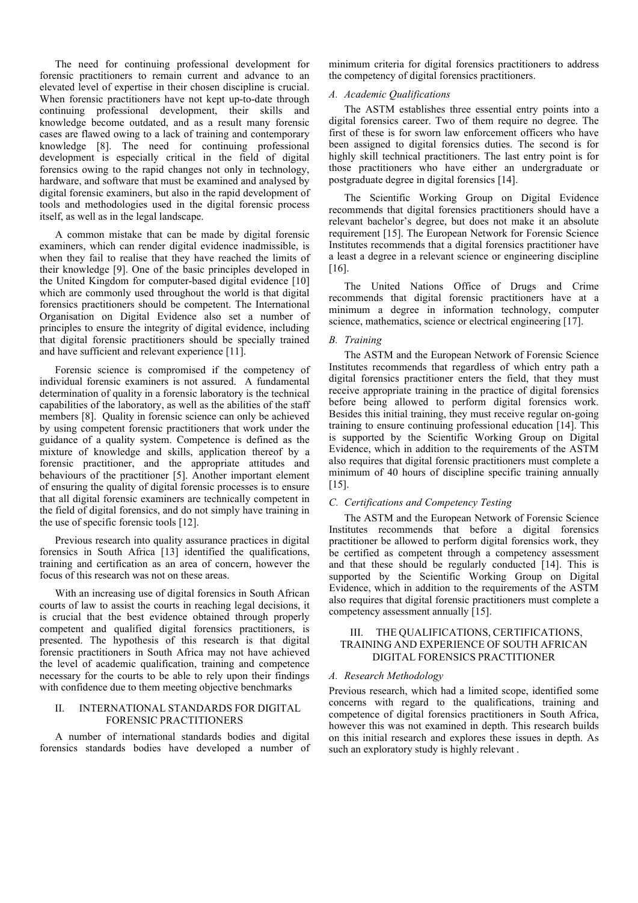The need for continuing professional development for forensic practitioners to remain current and advance to an elevated level of expertise in their chosen discipline is crucial. When forensic practitioners have not kept up-to-date through continuing professional development, their skills and knowledge become outdated, and as a result many forensic cases are flawed owing to a lack of training and contemporary knowledge [8]. The need for continuing professional development is especially critical in the field of digital forensics owing to the rapid changes not only in technology, hardware, and software that must be examined and analysed by digital forensic examiners, but also in the rapid development of tools and methodologies used in the digital forensic process itself, as well as in the legal landscape.

A common mistake that can be made by digital forensic examiners, which can render digital evidence inadmissible, is when they fail to realise that they have reached the limits of their knowledge [9]. One of the basic principles developed in the United Kingdom for computer-based digital evidence [10] which are commonly used throughout the world is that digital forensics practitioners should be competent. The International Organisation on Digital Evidence also set a number of principles to ensure the integrity of digital evidence, including that digital forensic practitioners should be specially trained and have sufficient and relevant experience [11].

Forensic science is compromised if the competency of individual forensic examiners is not assured. A fundamental determination of quality in a forensic laboratory is the technical capabilities of the laboratory, as well as the abilities of the staff members [8]. Quality in forensic science can only be achieved by using competent forensic practitioners that work under the guidance of a quality system. Competence is defined as the mixture of knowledge and skills, application thereof by a forensic practitioner, and the appropriate attitudes and behaviours of the practitioner [5]. Another important element of ensuring the quality of digital forensic processes is to ensure that all digital forensic examiners are technically competent in the field of digital forensics, and do not simply have training in the use of specific forensic tools [12].

Previous research into quality assurance practices in digital forensics in South Africa [13] identified the qualifications, training and certification as an area of concern, however the focus of this research was not on these areas.

With an increasing use of digital forensics in South African courts of law to assist the courts in reaching legal decisions, it is crucial that the best evidence obtained through properly competent and qualified digital forensics practitioners, is presented. The hypothesis of this research is that digital forensic practitioners in South Africa may not have achieved the level of academic qualification, training and competence necessary for the courts to be able to rely upon their findings with confidence due to them meeting objective benchmarks

## II. International Standards for Digital Forensic Practitioners

A number of international standards bodies and digital forensics standards bodies have developed a number of minimum criteria for digital forensics practitioners to address the competency of digital forensics practitioners.

### *A. Academic Qualifications*

The ASTM establishes three essential entry points into a digital forensics career. Two of them require no degree. The first of these is for sworn law enforcement officers who have been assigned to digital forensics duties. The second is for highly skill technical practitioners. The last entry point is for those practitioners who have either an undergraduate or postgraduate degree in digital forensics [14].

The Scientific Working Group on Digital Evidence recommends that digital forensics practitioners should have a relevant bachelor's degree, but does not make it an absolute requirement [15]. The European Network for Forensic Science Institutes recommends that a digital forensics practitioner have a least a degree in a relevant science or engineering discipline [16].

The United Nations Office of Drugs and Crime recommends that digital forensic practitioners have at a minimum a degree in information technology, computer science, mathematics, science or electrical engineering [17].

### *B. Training*

The ASTM and the European Network of Forensic Science Institutes recommends that regardless of which entry path a digital forensics practitioner enters the field, that they must receive appropriate training in the practice of digital forensics before being allowed to perform digital forensics work. Besides this initial training, they must receive regular on-going training to ensure continuing professional education [14]. This is supported by the Scientific Working Group on Digital Evidence, which in addition to the requirements of the ASTM also requires that digital forensic practitioners must complete a minimum of 40 hours of discipline specific training annually [15].

### *C. Certifications and Competency Testing*

The ASTM and the European Network of Forensic Science Institutes recommends that before a digital forensics practitioner be allowed to perform digital forensics work, they be certified as competent through a competency assessment and that these should be regularly conducted [14]. This is supported by the Scientific Working Group on Digital Evidence, which in addition to the requirements of the ASTM also requires that digital forensic practitioners must complete a competency assessment annually [15].

## III. The Qualifications, Certifications, Training and Experience of South African Digital Forensics Practitioner

### *A. Research Methodology*

Previous research, which had a limited scope, identified some concerns with regard to the qualifications, training and competence of digital forensics practitioners in South Africa, however this was not examined in depth. This research builds on this initial research and explores these issues in depth. As such an exploratory study is highly relevant .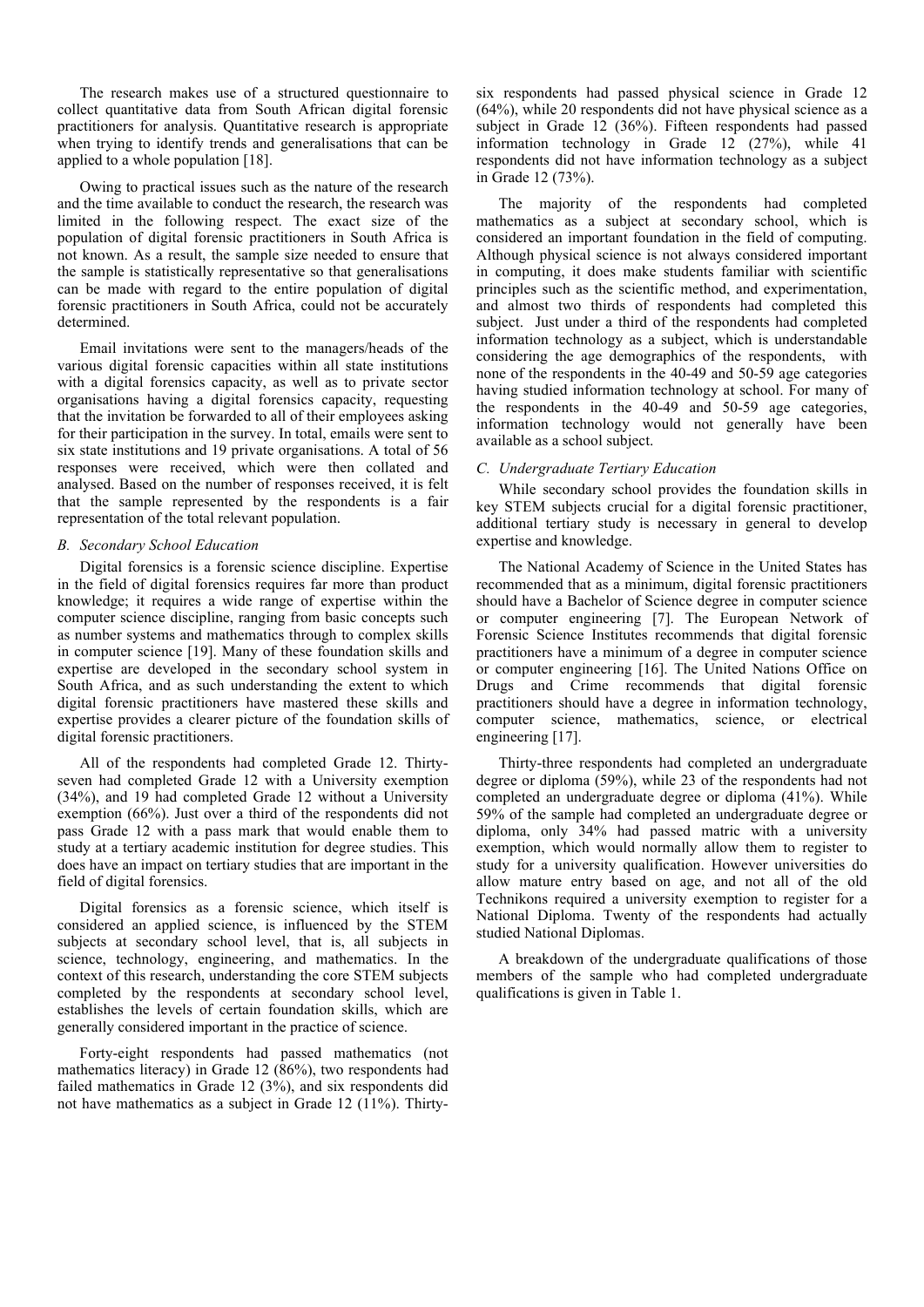The research makes use of a structured questionnaire to collect quantitative data from South African digital forensic practitioners for analysis. Quantitative research is appropriate when trying to identify trends and generalisations that can be applied to a whole population [18].

Owing to practical issues such as the nature of the research and the time available to conduct the research, the research was limited in the following respect. The exact size of the population of digital forensic practitioners in South Africa is not known. As a result, the sample size needed to ensure that the sample is statistically representative so that generalisations can be made with regard to the entire population of digital forensic practitioners in South Africa, could not be accurately determined.

Email invitations were sent to the managers/heads of the various digital forensic capacities within all state institutions with a digital forensics capacity, as well as to private sector organisations having a digital forensics capacity, requesting that the invitation be forwarded to all of their employees asking for their participation in the survey. In total, emails were sent to six state institutions and 19 private organisations. A total of 56 responses were received, which were then collated and analysed. Based on the number of responses received, it is felt that the sample represented by the respondents is a fair representation of the total relevant population.

### *B. Secondary School Education*

Digital forensics is a forensic science discipline. Expertise in the field of digital forensics requires far more than product knowledge; it requires a wide range of expertise within the computer science discipline, ranging from basic concepts such as number systems and mathematics through to complex skills in computer science [19]. Many of these foundation skills and expertise are developed in the secondary school system in South Africa, and as such understanding the extent to which digital forensic practitioners have mastered these skills and expertise provides a clearer picture of the foundation skills of digital forensic practitioners.

All of the respondents had completed Grade 12. Thirty-seven had completed Grade 12 with a University exemption (34%), and 19 had completed Grade 12 without a University exemption (66%). Just over a third of the respondents did not pass Grade 12 with a pass mark that would enable them to study at a tertiary academic institution for degree studies. This does have an impact on tertiary studies that are important in the field of digital forensics.

Digital forensics as a forensic science, which itself is considered an applied science, is influenced by the STEM subjects at secondary school level, that is, all subjects in science, technology, engineering, and mathematics. In the context of this research, understanding the core STEM subjects completed by the respondents at secondary school level, establishes the levels of certain foundation skills, which are generally considered important in the practice of science.

Forty-eight respondents had passed mathematics (not mathematics literacy) in Grade 12 (86%), two respondents had failed mathematics in Grade 12 (3%), and six respondents did not have mathematics as a subject in Grade 12 (11%). Thirty-six respondents had passed physical science in Grade 12 (64%), while 20 respondents did not have physical science as a subject in Grade 12 (36%). Fifteen respondents had passed information technology in Grade 12 (27%), while 41 respondents did not have information technology as a subject in Grade 12 (73%).

The majority of the respondents had completed mathematics as a subject at secondary school, which is considered an important foundation in the field of computing. Although physical science is not always considered important in computing, it does make students familiar with scientific principles such as the scientific method, and experimentation, and almost two thirds of respondents had completed this subject. Just under a third of the respondents had completed information technology as a subject, which is understandable considering the age demographics of the respondents, with none of the respondents in the 40-49 and 50-59 age categories having studied information technology at school. For many of the respondents in the 40-49 and 50-59 age categories, information technology would not generally have been available as a school subject.

### *C. Undergraduate Tertiary Education*

While secondary school provides the foundation skills in key STEM subjects crucial for a digital forensic practitioner, additional tertiary study is necessary in general to develop expertise and knowledge.

The National Academy of Science in the United States has recommended that as a minimum, digital forensic practitioners should have a Bachelor of Science degree in computer science or computer engineering [7]. The European Network of Forensic Science Institutes recommends that digital forensic practitioners have a minimum of a degree in computer science or computer engineering [16]. The United Nations Office on Drugs and Crime recommends that digital forensic practitioners should have a degree in information technology, computer science, mathematics, science, or electrical engineering [17].

Thirty-three respondents had completed an undergraduate degree or diploma (59%), while 23 of the respondents had not completed an undergraduate degree or diploma (41%). While 59% of the sample had completed an undergraduate degree or diploma, only 34% had passed matric with a university exemption, which would normally allow them to register to study for a university qualification. However universities do allow mature entry based on age, and not all of the old Technikons required a university exemption to register for a National Diploma. Twenty of the respondents had actually studied National Diplomas.

A breakdown of the undergraduate qualifications of those members of the sample who had completed undergraduate qualifications is given in Table 1.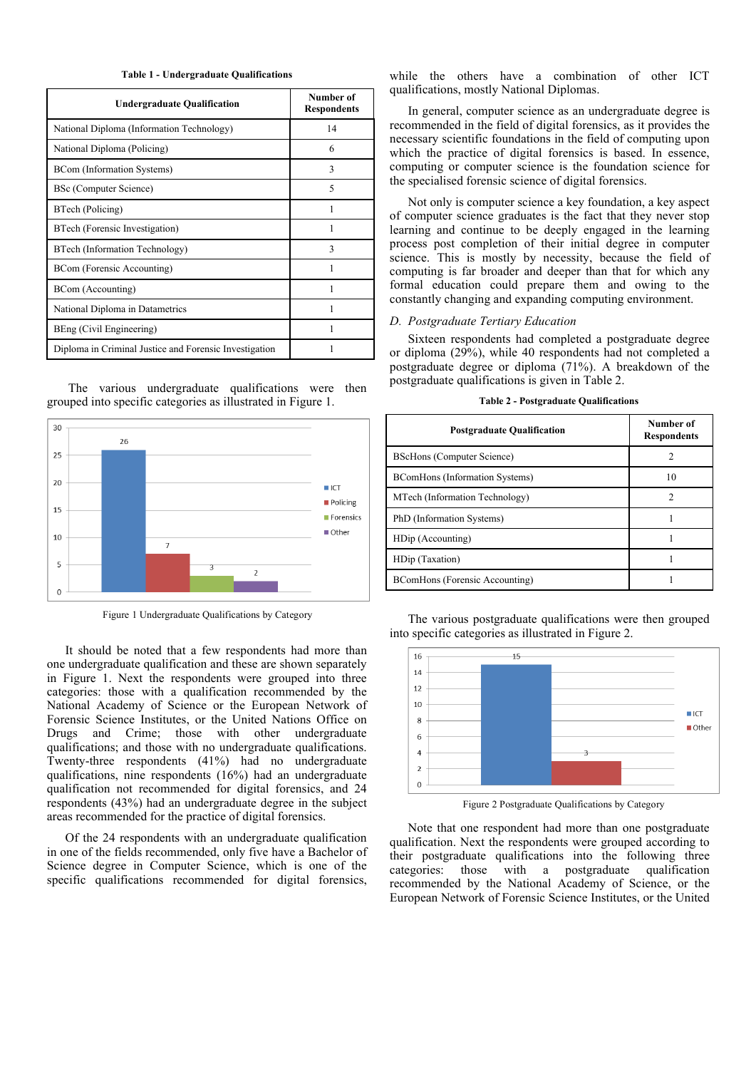**Table 1 - Undergraduate Qualifications**

| Undergraduate Qualification | Number of Respondents |
|---|---|
| National Diploma (Information Technology) | 14 |
| National Diploma (Policing) | 6 |
| BCom (Information Systems) | 3 |
| BSc (Computer Science) | 5 |
| BTech (Policing) | 1 |
| BTech (Forensic Investigation) | 1 |
| BTech (Information Technology) | 3 |
| BCom (Forensic Accounting) | 1 |
| BCom (Accounting) | 1 |
| National Diploma in Datametrics | 1 |
| BEng (Civil Engineering) | 1 |
| Diploma in Criminal Justice and Forensic Investigation | 1 |

The various undergraduate qualifications were then grouped into specific categories as illustrated in Figure 1.

Figure 1 Undergraduate Qualifications by Category

It should be noted that a few respondents had more than one undergraduate qualification and these are shown separately in Figure 1. Next the respondents were grouped into three categories: those with a qualification recommended by the National Academy of Science or the European Network of Forensic Science Institutes, or the United Nations Office on Drugs and Crime; those with other undergraduate qualifications; and those with no undergraduate qualifications. Twenty-three respondents (41%) had no undergraduate qualifications, nine respondents (16%) had an undergraduate qualification not recommended for digital forensics, and 24 respondents (43%) had an undergraduate degree in the subject areas recommended for the practice of digital forensics.

Of the 24 respondents with an undergraduate qualification in one of the fields recommended, only five have a Bachelor of Science degree in Computer Science, which is one of the specific qualifications recommended for digital forensics, while the others have a combination of other ICT qualifications, mostly National Diplomas.

In general, computer science as an undergraduate degree is recommended in the field of digital forensics, as it provides the necessary scientific foundations in the field of computing upon which the practice of digital forensics is based. In essence, computing or computer science is the foundation science for the specialised forensic science of digital forensics.

Not only is computer science a key foundation, a key aspect of computer science graduates is the fact that they never stop learning and continue to be deeply engaged in the learning process post completion of their initial degree in computer science. This is mostly by necessity, because the field of computing is far broader and deeper than that for which any formal education could prepare them and owing to the constantly changing and expanding computing environment.

### *D. Postgraduate Tertiary Education*

Sixteen respondents had completed a postgraduate degree or diploma (29%), while 40 respondents had not completed a postgraduate degree or diploma (71%). A breakdown of the postgraduate qualifications is given in Table 2.

**Table 2 - Postgraduate Qualifications**

| Postgraduate Qualification | Number of Respondents |
|---|---|
| BScHons (Computer Science) | 2 |
| BComHons (Information Systems) | 10 |
| MTech (Information Technology) | 2 |
| PhD (Information Systems) | 1 |
| HDip (Accounting) | 1 |
| HDip (Taxation) | 1 |
| BComHons (Forensic Accounting) | 1 |

The various postgraduate qualifications were then grouped into specific categories as illustrated in Figure 2.

Figure 2 Postgraduate Qualifications by Category

Note that one respondent had more than one postgraduate qualification. Next the respondents were grouped according to their postgraduate qualifications into the following three categories: those with a postgraduate qualification recommended by the National Academy of Science, or the European Network of Forensic Science Institutes, or the United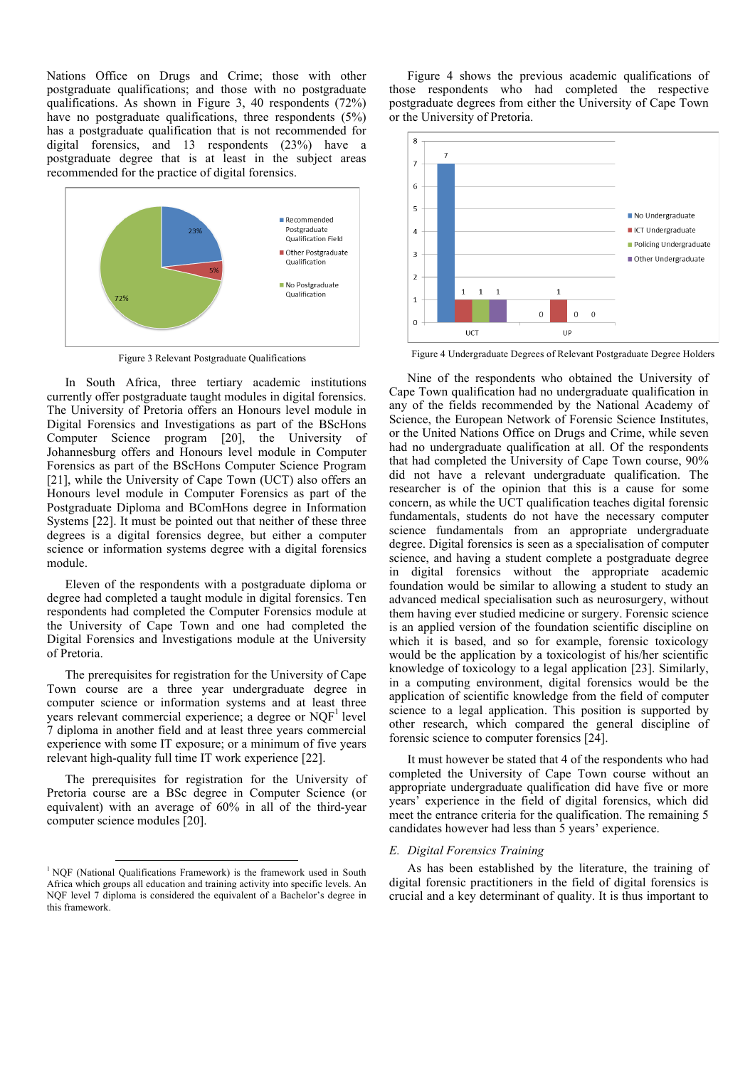Nations Office on Drugs and Crime; those with other postgraduate qualifications; and those with no postgraduate qualifications. As shown in Figure 3, 40 respondents (72%) have no postgraduate qualifications, three respondents (5%) has a postgraduate qualification that is not recommended for digital forensics, and 13 respondents (23%) have a postgraduate degree that is at least in the subject areas recommended for the practice of digital forensics.

Figure 3 Relevant Postgraduate Qualifications

In South Africa, three tertiary academic institutions currently offer postgraduate taught modules in digital forensics. The University of Pretoria offers an Honours level module in Digital Forensics and Investigations as part of the BScHons Computer Science program [20], the University of Johannesburg offers and Honours level module in Computer Forensics as part of the BScHons Computer Science Program [21], while the University of Cape Town (UCT) also offers an Honours level module in Computer Forensics as part of the Postgraduate Diploma and BComHons degree in Information Systems [22]. It must be pointed out that neither of these three degrees is a digital forensics degree, but either a computer science or information systems degree with a digital forensics module.

Eleven of the respondents with a postgraduate diploma or degree had completed a taught module in digital forensics. Ten respondents had completed the Computer Forensics module at the University of Cape Town and one had completed the Digital Forensics and Investigations module at the University of Pretoria.

The prerequisites for registration for the University of Cape Town course are a three year undergraduate degree in computer science or information systems and at least three years relevant commercial experience; a degree or NQF[1] level 7 diploma in another field and at least three years commercial experience with some IT exposure; or a minimum of five years relevant high-quality full time IT work experience [22].

The prerequisites for registration for the University of Pretoria course are a BSc degree in Computer Science (or equivalent) with an average of 60% in all of the third-year computer science modules [20].

[1] NQF (National Qualifications Framework) is the framework used in South Africa which groups all education and training activity into specific levels. An NQF level 7 diploma is considered the equivalent of a Bachelor's degree in this framework.

Figure 4 shows the previous academic qualifications of those respondents who had completed the respective postgraduate degrees from either the University of Cape Town or the University of Pretoria.

Figure 4 Undergraduate Degrees of Relevant Postgraduate Degree Holders

Nine of the respondents who obtained the University of Cape Town qualification had no undergraduate qualification in any of the fields recommended by the National Academy of Science, the European Network of Forensic Science Institutes, or the United Nations Office on Drugs and Crime, while seven had no undergraduate qualification at all. Of the respondents that had completed the University of Cape Town course, 90% did not have a relevant undergraduate qualification. The researcher is of the opinion that this is a cause for some concern, as while the UCT qualification teaches digital forensic fundamentals, students do not have the necessary computer science fundamentals from an appropriate undergraduate degree. Digital forensics is seen as a specialisation of computer science, and having a student complete a postgraduate degree in digital forensics without the appropriate academic foundation would be similar to allowing a student to study an advanced medical specialisation such as neurosurgery, without them having ever studied medicine or surgery. Forensic science is an applied version of the foundation scientific discipline on which it is based, and so for example, forensic toxicology would be the application by a toxicologist of his/her scientific knowledge of toxicology to a legal application [23]. Similarly, in a computing environment, digital forensics would be the application of scientific knowledge from the field of computer science to a legal application. This position is supported by other research, which compared the general discipline of forensic science to computer forensics [24].

It must however be stated that 4 of the respondents who had completed the University of Cape Town course without an appropriate undergraduate qualification did have five or more years' experience in the field of digital forensics, which did meet the entrance criteria for the qualification. The remaining 5 candidates however had less than 5 years' experience.

### *E. Digital Forensics Training*

As has been established by the literature, the training of digital forensic practitioners in the field of digital forensics is crucial and a key determinant of quality. It is thus important to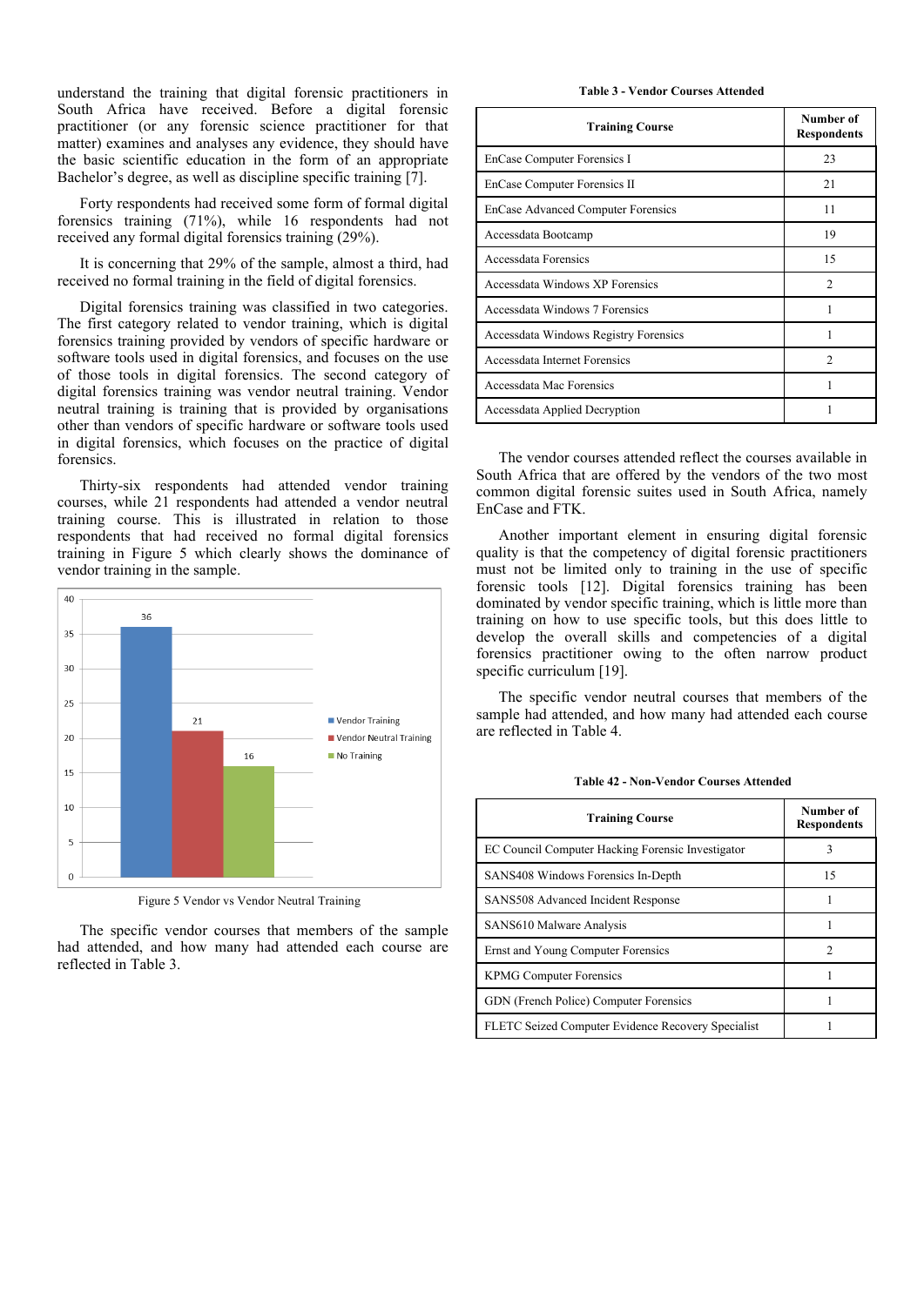understand the training that digital forensic practitioners in South Africa have received. Before a digital forensic practitioner (or any forensic science practitioner for that matter) examines and analyses any evidence, they should have the basic scientific education in the form of an appropriate Bachelor's degree, as well as discipline specific training [7].

Forty respondents had received some form of formal digital forensics training (71%), while 16 respondents had not received any formal digital forensics training (29%).

It is concerning that 29% of the sample, almost a third, had received no formal training in the field of digital forensics.

Digital forensics training was classified in two categories. The first category related to vendor training, which is digital forensics training provided by vendors of specific hardware or software tools used in digital forensics, and focuses on the use of those tools in digital forensics. The second category of digital forensics training was vendor neutral training. Vendor neutral training is training that is provided by organisations other than vendors of specific hardware or software tools used in digital forensics, which focuses on the practice of digital forensics.

Thirty-six respondents had attended vendor training courses, while 21 respondents had attended a vendor neutral training course. This is illustrated in relation to those respondents that had received no formal digital forensics training in Figure 5 which clearly shows the dominance of vendor training in the sample.

Figure 5 Vendor vs Vendor Neutral Training

The specific vendor courses that members of the sample had attended, and how many had attended each course are reflected in Table 3.

**Table 3 - Vendor Courses Attended**

| Training Course | Number of Respondents |
|---|---|
| EnCase Computer Forensics I | 23 |
| EnCase Computer Forensics II | 21 |
| EnCase Advanced Computer Forensics | 11 |
| Accessdata Bootcamp | 19 |
| Accessdata Forensics | 15 |
| Accessdata Windows XP Forensics | 2 |
| Accessdata Windows 7 Forensics | 1 |
| Accessdata Windows Registry Forensics | 1 |
| Accessdata Internet Forensics | 2 |
| Accessdata Mac Forensics | 1 |
| Accessdata Applied Decryption | 1 |

The vendor courses attended reflect the courses available in South Africa that are offered by the vendors of the two most common digital forensic suites used in South Africa, namely EnCase and FTK.

Another important element in ensuring digital forensic quality is that the competency of digital forensic practitioners must not be limited only to training in the use of specific forensic tools [12]. Digital forensics training has been dominated by vendor specific training, which is little more than training on how to use specific tools, but this does little to develop the overall skills and competencies of a digital forensics practitioner owing to the often narrow product specific curriculum [19].

The specific vendor neutral courses that members of the sample had attended, and how many had attended each course are reflected in Table 4.

**Table 42 - Non-Vendor Courses Attended**

| Training Course | Number of Respondents |
|---|---|
| EC Council Computer Hacking Forensic Investigator | 3 |
| SANS408 Windows Forensics In-Depth | 15 |
| SANS508 Advanced Incident Response | 1 |
| SANS610 Malware Analysis | 1 |
| Ernst and Young Computer Forensics | 2 |
| KPMG Computer Forensics | 1 |
| GDN (French Police) Computer Forensics | 1 |
| FLETC Seized Computer Evidence Recovery Specialist | 1 |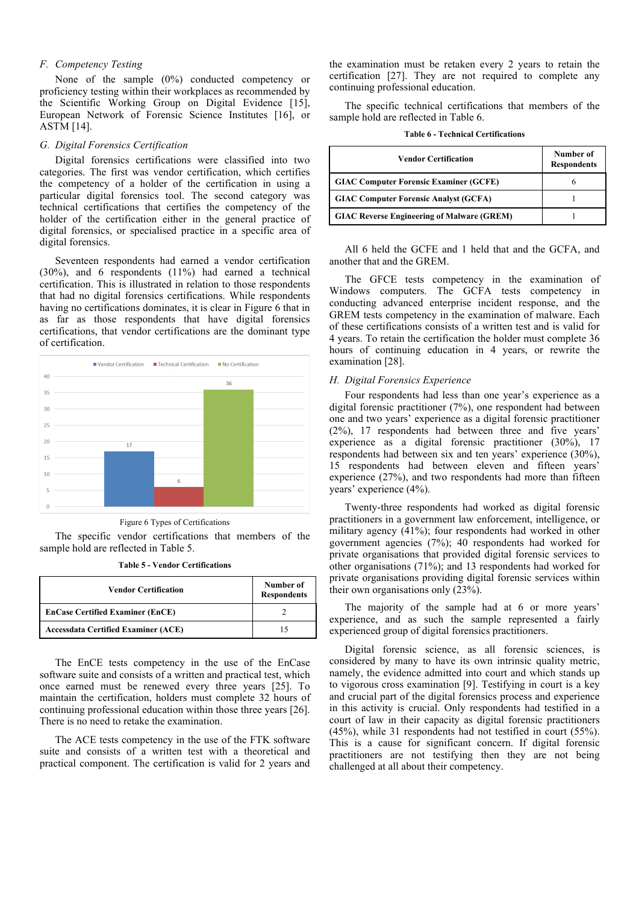### F. Competency Testing

None of the sample (0%) conducted competency or proficiency testing within their workplaces as recommended by the Scientific Working Group on Digital Evidence [15], European Network of Forensic Science Institutes [16], or ASTM [14].

### G. Digital Forensics Certification

Digital forensics certifications were classified into two categories. The first was vendor certification, which certifies the competency of a holder of the certification in using a particular digital forensics tool. The second category was technical certifications that certifies the competency of the holder of the certification either in the general practice of digital forensics, or specialised practice in a specific area of digital forensics.

Seventeen respondents had earned a vendor certification (30%), and 6 respondents (11%) had earned a technical certification. This is illustrated in relation to those respondents that had no digital forensics certifications. While respondents having no certifications dominates, it is clear in Figure 6 that in as far as those respondents that have digital forensics certifications, that vendor certifications are the dominant type of certification.

Figure 6 Types of Certifications

The specific vendor certifications that members of the sample hold are reflected in Table 5.

**Table 5 - Vendor Certifications**

| Vendor Certification | Number of Respondents |
|---|---|
| EnCase Certified Examiner (EnCE) | 2 |
| Accessdata Certified Examiner (ACE) | 15 |

The EnCE tests competency in the use of the EnCase software suite and consists of a written and practical test, which once earned must be renewed every three years [25]. To maintain the certification, holders must complete 32 hours of continuing professional education within those three years [26]. There is no need to retake the examination.

The ACE tests competency in the use of the FTK software suite and consists of a written test with a theoretical and practical component. The certification is valid for 2 years and the examination must be retaken every 2 years to retain the certification [27]. They are not required to complete any continuing professional education.

The specific technical certifications that members of the sample hold are reflected in Table 6.

**Table 6 - Technical Certifications**

| Vendor Certification | Number of Respondents |
|---|---|
| GIAC Computer Forensic Examiner (GCFE) | 6 |
| GIAC Computer Forensic Analyst (GCFA) | 1 |
| GIAC Reverse Engineering of Malware (GREM) | 1 |

All 6 held the GCFE and 1 held that and the GCFA, and another that and the GREM.

The GFCE tests competency in the examination of Windows computers. The GCFA tests competency in conducting advanced enterprise incident response, and the GREM tests competency in the examination of malware. Each of these certifications consists of a written test and is valid for 4 years. To retain the certification the holder must complete 36 hours of continuing education in 4 years, or rewrite the examination [28].

### H. Digital Forensics Experience

Four respondents had less than one year's experience as a digital forensic practitioner (7%), one respondent had between one and two years' experience as a digital forensic practitioner (2%), 17 respondents had between three and five years' experience as a digital forensic practitioner (30%), 17 respondents had between six and ten years' experience (30%), 15 respondents had between eleven and fifteen years' experience (27%), and two respondents had more than fifteen years' experience (4%).

Twenty-three respondents had worked as digital forensic practitioners in a government law enforcement, intelligence, or military agency (41%); four respondents had worked in other government agencies (7%); 40 respondents had worked for private organisations that provided digital forensic services to other organisations (71%); and 13 respondents had worked for private organisations providing digital forensic services within their own organisations only (23%).

The majority of the sample had at 6 or more years' experience, and as such the sample represented a fairly experienced group of digital forensics practitioners.

Digital forensic science, as all forensic sciences, is considered by many to have its own intrinsic quality metric, namely, the evidence admitted into court and which stands up to vigorous cross examination [9]. Testifying in court is a key and crucial part of the digital forensics process and experience in this activity is crucial. Only respondents had testified in a court of law in their capacity as digital forensic practitioners (45%), while 31 respondents had not testified in court (55%). This is a cause for significant concern. If digital forensic practitioners are not testifying then they are not being challenged at all about their competency.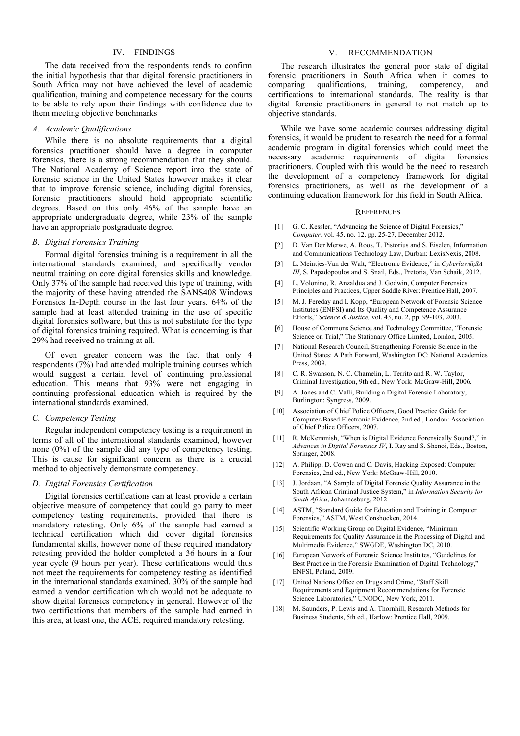## IV. FINDINGS

The data received from the respondents tends to confirm the initial hypothesis that that digital forensic practitioners in South Africa may not have achieved the level of academic qualification, training and competence necessary for the courts to be able to rely upon their findings with confidence due to them meeting objective benchmarks

### *A. Academic Qualifications*

While there is no absolute requirements that a digital forensics practitioner should have a degree in computer forensics, there is a strong recommendation that they should. The National Academy of Science report into the state of forensic science in the United States however makes it clear that to improve forensic science, including digital forensics, forensic practitioners should hold appropriate scientific degrees. Based on this only 46% of the sample have an appropriate undergraduate degree, while 23% of the sample have an appropriate postgraduate degree.

### *B. Digital Forensics Training*

Formal digital forensics training is a requirement in all the international standards examined, and specifically vendor neutral training on core digital forensics skills and knowledge. Only 37% of the sample had received this type of training, with the majority of these having attended the SANS408 Windows Forensics In-Depth course in the last four years. 64% of the sample had at least attended training in the use of specific digital forensics software, but this is not substitute for the type of digital forensics training required. What is concerning is that 29% had received no training at all.

Of even greater concern was the fact that only 4 respondents (7%) had attended multiple training courses which would suggest a certain level of continuing professional education. This means that 93% were not engaging in continuing professional education which is required by the international standards examined.

### *C. Competency Testing*

Regular independent competency testing is a requirement in terms of all of the international standards examined, however none (0%) of the sample did any type of competency testing. This is cause for significant concern as there is a crucial method to objectively demonstrate competency.

### *D. Digital Forensics Certification*

Digital forensics certifications can at least provide a certain objective measure of competency that could go party to meet competency testing requirements, provided that there is mandatory retesting. Only 6% of the sample had earned a technical certification which did cover digital forensics fundamental skills, however none of these required mandatory retesting provided the holder completed a 36 hours in a four year cycle (9 hours per year). These certifications would thus not meet the requirements for competency testing as identified in the international standards examined. 30% of the sample had earned a vendor certification which would not be adequate to show digital forensics competency in general. However of the two certifications that members of the sample had earned in this area, at least one, the ACE, required mandatory retesting.

## V. RECOMMENDATION

The research illustrates the general poor state of digital forensic practitioners in South Africa when it comes to comparing qualifications, training, competency, and certifications to international standards. The reality is that digital forensic practitioners in general to not match up to objective standards.

While we have some academic courses addressing digital forensics, it would be prudent to research the need for a formal academic program in digital forensics which could meet the necessary academic requirements of digital forensics practitioners. Coupled with this would be the need to research the development of a competency framework for digital forensics practitioners, as well as the development of a continuing education framework for this field in South Africa.

## REFERENCES

[1] G. C. Kessler, "Advancing the Science of Digital Forensics," *Computer,* vol. 45, no. 12, pp. 25-27, December 2012.

[2] D. Van Der Merwe, A. Roos, T. Pistorius and S. Eiselen, Information and Communications Technology Law, Durban: LexisNexis, 2008.

[3] L. Meintjes-Van der Walt, "Electronic Evidence," in *Cyberlaw@SA III*, S. Papadopoulos and S. Snail, Eds., Pretoria, Van Schaik, 2012.

[4] L. Volonino, R. Anzaldua and J. Godwin, Computer Forensics Principles and Practices, Upper Saddle River: Prentice Hall, 2007.

[5] M. J. Fereday and I. Kopp, "European Network of Forensic Science Institutes (ENFSI) and Its Quality and Competence Assurance Efforts," *Science & Justice,* vol. 43, no. 2, pp. 99-103, 2003.

[6] House of Commons Science and Technology Committee, "Forensic Science on Trial," The Stationary Office Limited, London, 2005.

[7] National Research Council, Strengthening Forensic Science in the United States: A Path Forward, Washington DC: National Academies Press, 2009.

[8] C. R. Swanson, N. C. Chamelin, L. Territo and R. W. Taylor, Criminal Investigation, 9th ed., New York: McGraw-Hill, 2006.

[9] A. Jones and C. Valli, Building a Digital Forensic Laboratory, Burlington: Syngress, 2009.

[10] Association of Chief Police Officers, Good Practice Guide for Computer-Based Electronic Evidence, 2nd ed., London: Association of Chief Police Officers, 2007.

[11] R. McKemmish, "When is Digital Evidence Forensically Sound?," in *Advances in Digital Forensics IV*, I. Ray and S. Shenoi, Eds., Boston, Springer, 2008.

[12] A. Philipp, D. Cowen and C. Davis, Hacking Exposed: Computer Forensics, 2nd ed., New York: McGraw-Hill, 2010.

[13] J. Jordaan, "A Sample of Digital Forensic Quality Assurance in the South African Criminal Justice System," in *Information Security for South Africa*, Johannesburg, 2012.

[14] ASTM, "Standard Guide for Education and Training in Computer Forensics," ASTM, West Conshocken, 2014.

[15] Scientific Working Group on Digital Evidence, "Minimum Requirements for Quality Assurance in the Processing of Digital and Multimedia Evidence," SWGDE, Washington DC, 2010.

[16] European Network of Forensic Science Institutes, "Guidelines for Best Practice in the Forensic Examination of Digital Technology," ENFSI, Poland, 2009.

[17] United Nations Office on Drugs and Crime, "Staff Skill Requirements and Equipment Recommendations for Forensic Science Laboratories," UNODC, New York, 2011.

[18] M. Saunders, P. Lewis and A. Thornhill, Research Methods for Business Students, 5th ed., Harlow: Prentice Hall, 2009.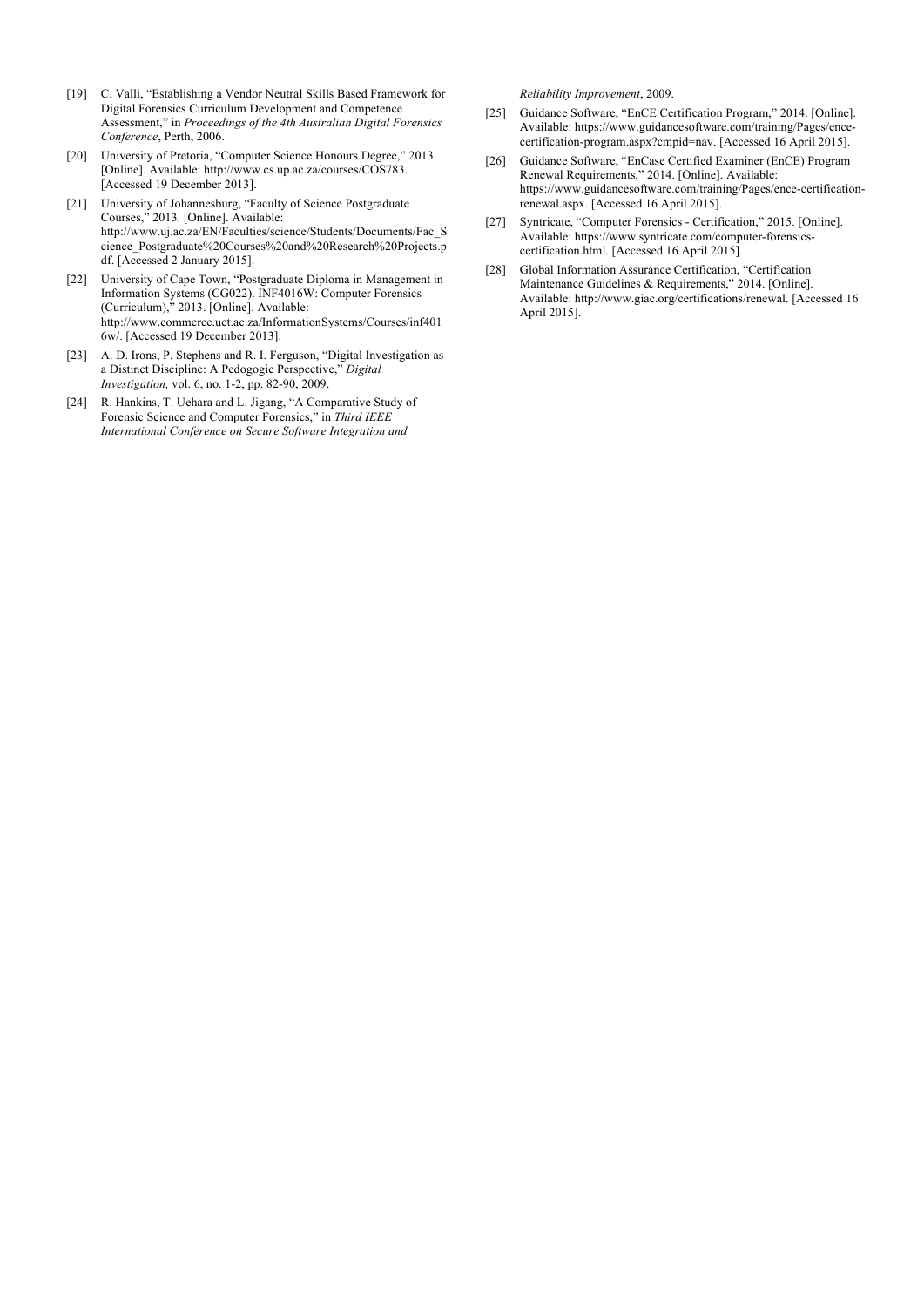[19] C. Valli, "Establishing a Vendor Neutral Skills Based Framework for Digital Forensics Curriculum Development and Competence Assessment," in *Proceedings of the 4th Australian Digital Forensics Conference*, Perth, 2006.

[20] University of Pretoria, "Computer Science Honours Degree," 2013. [Online]. Available: http://www.cs.up.ac.za/courses/COS783. [Accessed 19 December 2013].

[21] University of Johannesburg, "Faculty of Science Postgraduate Courses," 2013. [Online]. Available: http://www.uj.ac.za/EN/Faculties/science/Students/Documents/Fac_Science_Postgraduate%20Courses%20and%20Research%20Projects.pdf. [Accessed 2 January 2015].

[22] University of Cape Town, "Postgraduate Diploma in Management in Information Systems (CG022). INF4016W: Computer Forensics (Curriculum)," 2013. [Online]. Available: http://www.commerce.uct.ac.za/InformationSystems/Courses/inf4016w/. [Accessed 19 December 2013].

[23] A. D. Irons, P. Stephens and R. I. Ferguson, "Digital Investigation as a Distinct Discipline: A Pedogogic Perspective," *Digital Investigation,* vol. 6, no. 1-2, pp. 82-90, 2009.

[24] R. Hankins, T. Uehara and L. Jigang, "A Comparative Study of Forensic Science and Computer Forensics," in *Third IEEE International Conference on Secure Software Integration and Reliability Improvement*, 2009.

[25] Guidance Software, "EnCE Certification Program," 2014. [Online]. Available: https://www.guidancesoftware.com/training/Pages/ence-certification-program.aspx?cmpid=nav. [Accessed 16 April 2015].

[26] Guidance Software, "EnCase Certified Examiner (EnCE) Program Renewal Requirements," 2014. [Online]. Available: https://www.guidancesoftware.com/training/Pages/ence-certification-renewal.aspx. [Accessed 16 April 2015].

[27] Syntricate, "Computer Forensics - Certification," 2015. [Online]. Available: https://www.syntricate.com/computer-forensics-certification.html. [Accessed 16 April 2015].

[28] Global Information Assurance Certification, "Certification Maintenance Guidelines & Requirements," 2014. [Online]. Available: http://www.giac.org/certifications/renewal. [Accessed 16 April 2015].